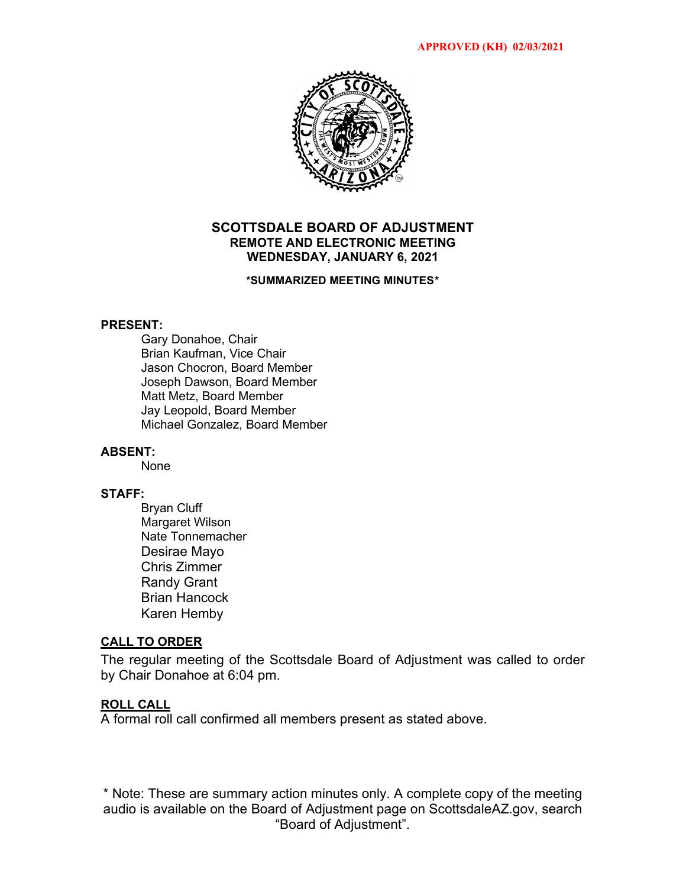APPROVED (KH) 02/03/2021

# SCOTTSDALE BOARD OF ADJUSTMENT
## REMOTE AND ELECTRONIC MEETING
## WEDNESDAY, JANUARY 6, 2021

**\*SUMMARIZED MEETING MINUTES\***

**PRESENT:**

Gary Donahoe, Chair
Brian Kaufman, Vice Chair
Jason Chocron, Board Member
Joseph Dawson, Board Member
Matt Metz, Board Member
Jay Leopold, Board Member
Michael Gonzalez, Board Member

**ABSENT:**

None

**STAFF:**

Bryan Cluff
Margaret Wilson
Nate Tonnemacher
Desirae Mayo
Chris Zimmer
Randy Grant
Brian Hancock
Karen Hemby

**CALL TO ORDER**

The regular meeting of the Scottsdale Board of Adjustment was called to order by Chair Donahoe at 6:04 pm.

**ROLL CALL**

A formal roll call confirmed all members present as stated above.

\* Note: These are summary action minutes only. A complete copy of the meeting audio is available on the Board of Adjustment page on ScottsdaleAZ.gov, search "Board of Adjustment".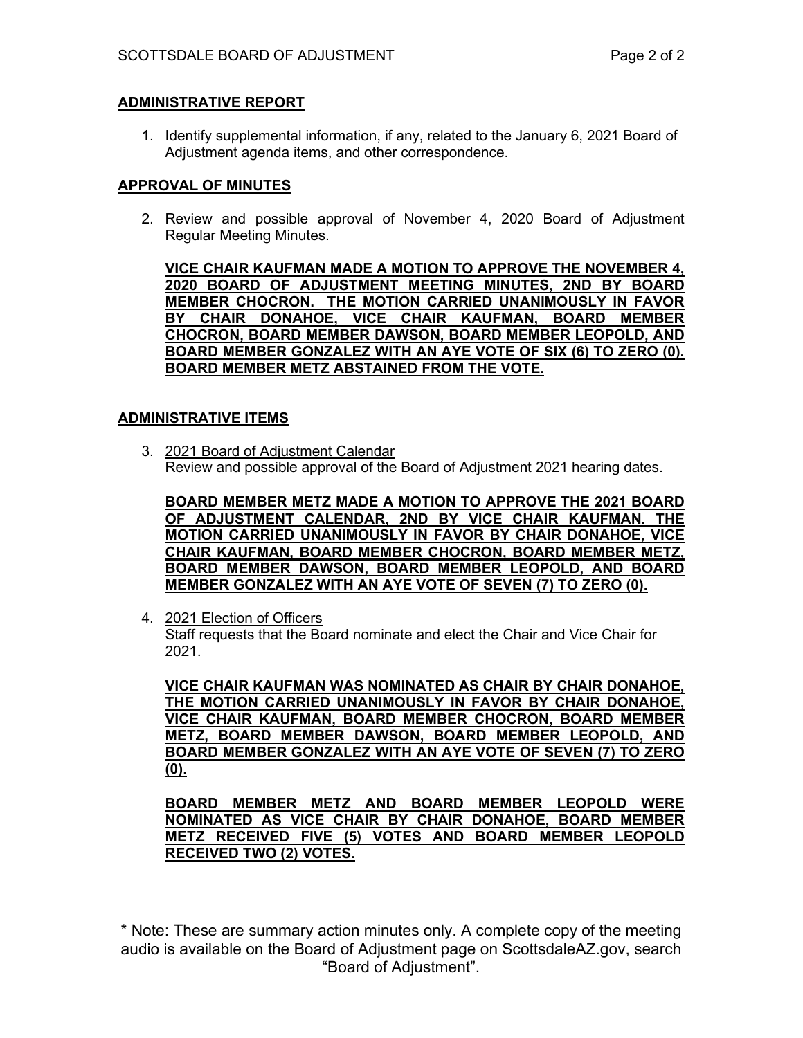## ADMINISTRATIVE REPORT

1. Identify supplemental information, if any, related to the January 6, 2021 Board of Adjustment agenda items, and other correspondence.

## APPROVAL OF MINUTES

2. Review and possible approval of November 4, 2020 Board of Adjustment Regular Meeting Minutes.

   **VICE CHAIR KAUFMAN MADE A MOTION TO APPROVE THE NOVEMBER 4, 2020 BOARD OF ADJUSTMENT MEETING MINUTES, 2ND BY BOARD MEMBER CHOCRON. THE MOTION CARRIED UNANIMOUSLY IN FAVOR BY CHAIR DONAHOE, VICE CHAIR KAUFMAN, BOARD MEMBER CHOCRON, BOARD MEMBER DAWSON, BOARD MEMBER LEOPOLD, AND BOARD MEMBER GONZALEZ WITH AN AYE VOTE OF SIX (6) TO ZERO (0). BOARD MEMBER METZ ABSTAINED FROM THE VOTE.**

## ADMINISTRATIVE ITEMS

3. 2021 Board of Adjustment Calendar
   Review and possible approval of the Board of Adjustment 2021 hearing dates.

   **BOARD MEMBER METZ MADE A MOTION TO APPROVE THE 2021 BOARD OF ADJUSTMENT CALENDAR, 2ND BY VICE CHAIR KAUFMAN. THE MOTION CARRIED UNANIMOUSLY IN FAVOR BY CHAIR DONAHOE, VICE CHAIR KAUFMAN, BOARD MEMBER CHOCRON, BOARD MEMBER METZ, BOARD MEMBER DAWSON, BOARD MEMBER LEOPOLD, AND BOARD MEMBER GONZALEZ WITH AN AYE VOTE OF SEVEN (7) TO ZERO (0).**

4. 2021 Election of Officers
   Staff requests that the Board nominate and elect the Chair and Vice Chair for 2021.

   **VICE CHAIR KAUFMAN WAS NOMINATED AS CHAIR BY CHAIR DONAHOE, THE MOTION CARRIED UNANIMOUSLY IN FAVOR BY CHAIR DONAHOE, VICE CHAIR KAUFMAN, BOARD MEMBER CHOCRON, BOARD MEMBER METZ, BOARD MEMBER DAWSON, BOARD MEMBER LEOPOLD, AND BOARD MEMBER GONZALEZ WITH AN AYE VOTE OF SEVEN (7) TO ZERO (0).**

   **BOARD MEMBER METZ AND BOARD MEMBER LEOPOLD WERE NOMINATED AS VICE CHAIR BY CHAIR DONAHOE, BOARD MEMBER METZ RECEIVED FIVE (5) VOTES AND BOARD MEMBER LEOPOLD RECEIVED TWO (2) VOTES.**

* Note: These are summary action minutes only. A complete copy of the meeting audio is available on the Board of Adjustment page on ScottsdaleAZ.gov, search "Board of Adjustment".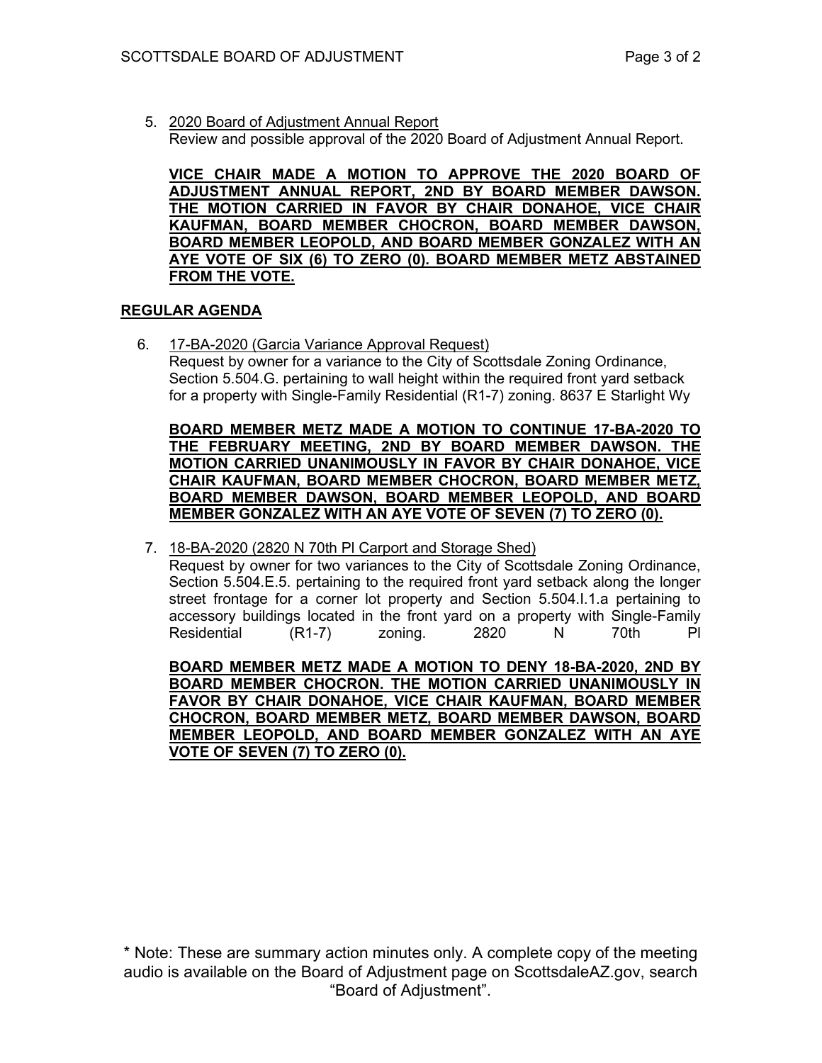5. 2020 Board of Adjustment Annual Report
   Review and possible approval of the 2020 Board of Adjustment Annual Report.

   **VICE CHAIR MADE A MOTION TO APPROVE THE 2020 BOARD OF ADJUSTMENT ANNUAL REPORT, 2ND BY BOARD MEMBER DAWSON. THE MOTION CARRIED IN FAVOR BY CHAIR DONAHOE, VICE CHAIR KAUFMAN, BOARD MEMBER CHOCRON, BOARD MEMBER DAWSON, BOARD MEMBER LEOPOLD, AND BOARD MEMBER GONZALEZ WITH AN AYE VOTE OF SIX (6) TO ZERO (0). BOARD MEMBER METZ ABSTAINED FROM THE VOTE.**

## REGULAR AGENDA

6. 17-BA-2020 (Garcia Variance Approval Request)
   Request by owner for a variance to the City of Scottsdale Zoning Ordinance, Section 5.504.G. pertaining to wall height within the required front yard setback for a property with Single-Family Residential (R1-7) zoning. 8637 E Starlight Wy

   **BOARD MEMBER METZ MADE A MOTION TO CONTINUE 17-BA-2020 TO THE FEBRUARY MEETING, 2ND BY BOARD MEMBER DAWSON. THE MOTION CARRIED UNANIMOUSLY IN FAVOR BY CHAIR DONAHOE, VICE CHAIR KAUFMAN, BOARD MEMBER CHOCRON, BOARD MEMBER METZ, BOARD MEMBER DAWSON, BOARD MEMBER LEOPOLD, AND BOARD MEMBER GONZALEZ WITH AN AYE VOTE OF SEVEN (7) TO ZERO (0).**

7. 18-BA-2020 (2820 N 70th Pl Carport and Storage Shed)
   Request by owner for two variances to the City of Scottsdale Zoning Ordinance, Section 5.504.E.5. pertaining to the required front yard setback along the longer street frontage for a corner lot property and Section 5.504.I.1.a pertaining to accessory buildings located in the front yard on a property with Single-Family Residential (R1-7) zoning. 2820 N 70th Pl

   **BOARD MEMBER METZ MADE A MOTION TO DENY 18-BA-2020, 2ND BY BOARD MEMBER CHOCRON. THE MOTION CARRIED UNANIMOUSLY IN FAVOR BY CHAIR DONAHOE, VICE CHAIR KAUFMAN, BOARD MEMBER CHOCRON, BOARD MEMBER METZ, BOARD MEMBER DAWSON, BOARD MEMBER LEOPOLD, AND BOARD MEMBER GONZALEZ WITH AN AYE VOTE OF SEVEN (7) TO ZERO (0).**

* Note: These are summary action minutes only. A complete copy of the meeting audio is available on the Board of Adjustment page on ScottsdaleAZ.gov, search "Board of Adjustment".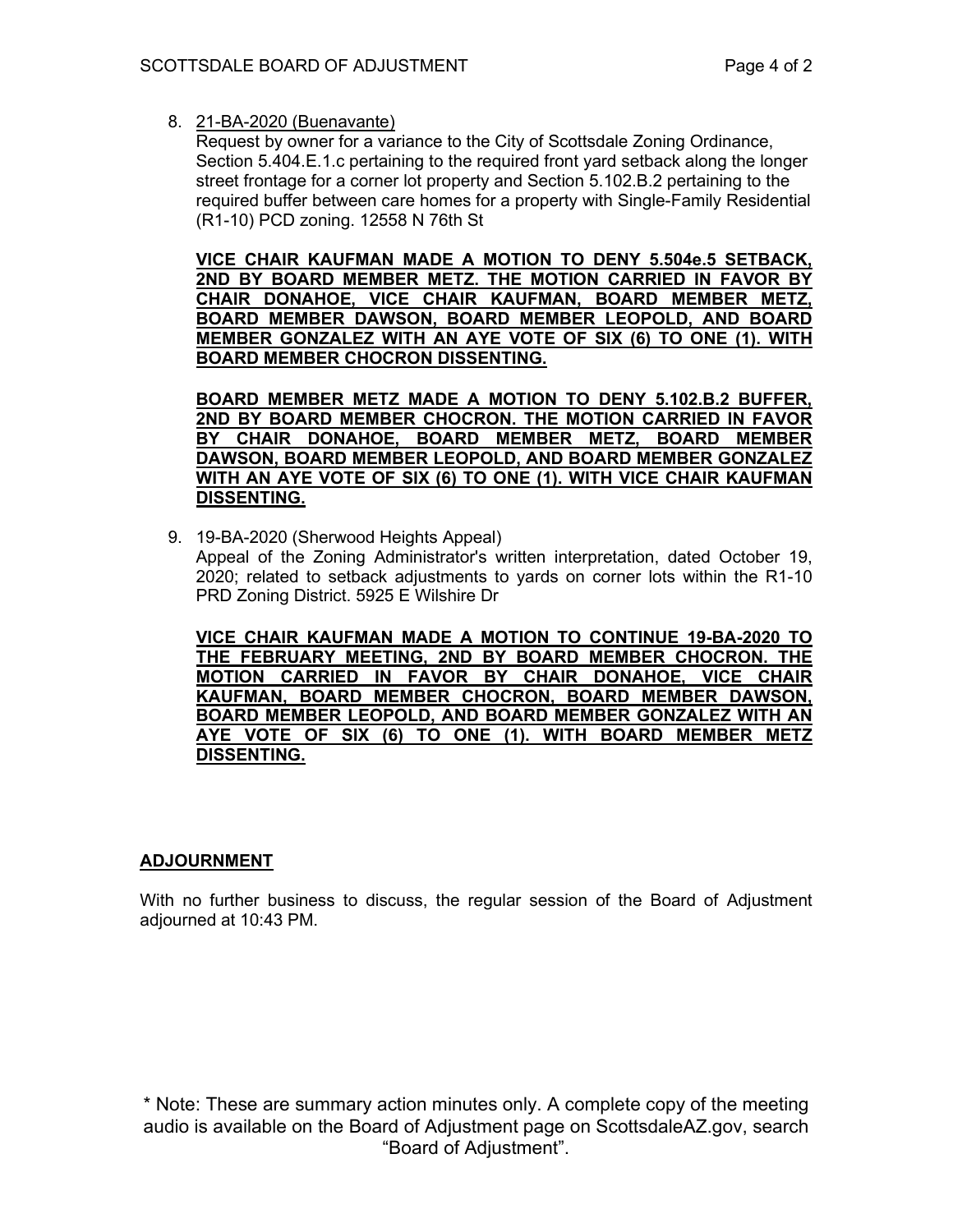8. 21-BA-2020 (Buenavante)
   Request by owner for a variance to the City of Scottsdale Zoning Ordinance, Section 5.404.E.1.c pertaining to the required front yard setback along the longer street frontage for a corner lot property and Section 5.102.B.2 pertaining to the required buffer between care homes for a property with Single-Family Residential (R1-10) PCD zoning. 12558 N 76th St

   **VICE CHAIR KAUFMAN MADE A MOTION TO DENY 5.504e.5 SETBACK, 2ND BY BOARD MEMBER METZ. THE MOTION CARRIED IN FAVOR BY CHAIR DONAHOE, VICE CHAIR KAUFMAN, BOARD MEMBER METZ, BOARD MEMBER DAWSON, BOARD MEMBER LEOPOLD, AND BOARD MEMBER GONZALEZ WITH AN AYE VOTE OF SIX (6) TO ONE (1). WITH BOARD MEMBER CHOCRON DISSENTING.**

   **BOARD MEMBER METZ MADE A MOTION TO DENY 5.102.B.2 BUFFER, 2ND BY BOARD MEMBER CHOCRON. THE MOTION CARRIED IN FAVOR BY CHAIR DONAHOE, BOARD MEMBER METZ, BOARD MEMBER DAWSON, BOARD MEMBER LEOPOLD, AND BOARD MEMBER GONZALEZ WITH AN AYE VOTE OF SIX (6) TO ONE (1). WITH VICE CHAIR KAUFMAN DISSENTING.**

9. 19-BA-2020 (Sherwood Heights Appeal)
   Appeal of the Zoning Administrator's written interpretation, dated October 19, 2020; related to setback adjustments to yards on corner lots within the R1-10 PRD Zoning District. 5925 E Wilshire Dr

   **VICE CHAIR KAUFMAN MADE A MOTION TO CONTINUE 19-BA-2020 TO THE FEBRUARY MEETING, 2ND BY BOARD MEMBER CHOCRON. THE MOTION CARRIED IN FAVOR BY CHAIR DONAHOE, VICE CHAIR KAUFMAN, BOARD MEMBER CHOCRON, BOARD MEMBER DAWSON, BOARD MEMBER LEOPOLD, AND BOARD MEMBER GONZALEZ WITH AN AYE VOTE OF SIX (6) TO ONE (1). WITH BOARD MEMBER METZ DISSENTING.**

## ADJOURNMENT

With no further business to discuss, the regular session of the Board of Adjustment adjourned at 10:43 PM.

* Note: These are summary action minutes only. A complete copy of the meeting audio is available on the Board of Adjustment page on ScottsdaleAZ.gov, search "Board of Adjustment".